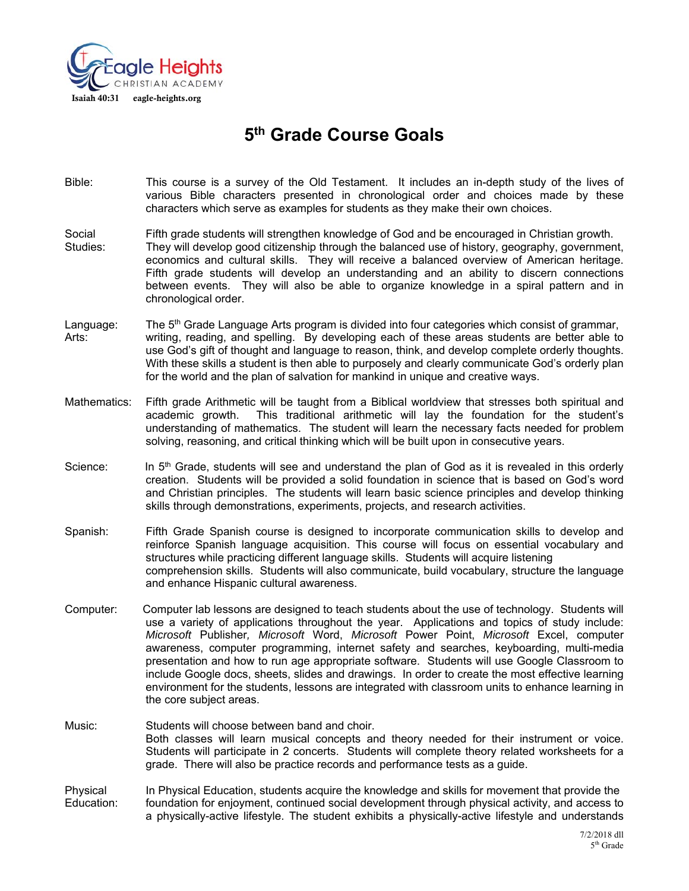Eagle Heights CHRISTIAN ACADEMY

Isaiah 40:31 eagle-heights.org

# 5th Grade Course Goals

**Bible:** This course is a survey of the Old Testament. It includes an in-depth study of the lives of various Bible characters presented in chronological order and choices made by these characters which serve as examples for students as they make their own choices.

**Social Studies:** Fifth grade students will strengthen knowledge of God and be encouraged in Christian growth. They will develop good citizenship through the balanced use of history, geography, government, economics and cultural skills. They will receive a balanced overview of American heritage. Fifth grade students will develop an understanding and an ability to discern connections between events. They will also be able to organize knowledge in a spiral pattern and in chronological order.

**Language: Arts:** The 5th Grade Language Arts program is divided into four categories which consist of grammar, writing, reading, and spelling. By developing each of these areas students are better able to use God's gift of thought and language to reason, think, and develop complete orderly thoughts. With these skills a student is then able to purposely and clearly communicate God's orderly plan for the world and the plan of salvation for mankind in unique and creative ways.

**Mathematics:** Fifth grade Arithmetic will be taught from a Biblical worldview that stresses both spiritual and academic growth. This traditional arithmetic will lay the foundation for the student's understanding of mathematics. The student will learn the necessary facts needed for problem solving, reasoning, and critical thinking which will be built upon in consecutive years.

**Science:** In 5th Grade, students will see and understand the plan of God as it is revealed in this orderly creation. Students will be provided a solid foundation in science that is based on God's word and Christian principles. The students will learn basic science principles and develop thinking skills through demonstrations, experiments, projects, and research activities.

**Spanish:** Fifth Grade Spanish course is designed to incorporate communication skills to develop and reinforce Spanish language acquisition. This course will focus on essential vocabulary and structures while practicing different language skills. Students will acquire listening comprehension skills. Students will also communicate, build vocabulary, structure the language and enhance Hispanic cultural awareness.

**Computer:** Computer lab lessons are designed to teach students about the use of technology. Students will use a variety of applications throughout the year. Applications and topics of study include: *Microsoft* Publisher, *Microsoft* Word, *Microsoft* Power Point, *Microsoft* Excel, computer awareness, computer programming, internet safety and searches, keyboarding, multi-media presentation and how to run age appropriate software. Students will use Google Classroom to include Google docs, sheets, slides and drawings. In order to create the most effective learning environment for the students, lessons are integrated with classroom units to enhance learning in the core subject areas.

**Music:** Students will choose between band and choir.
Both classes will learn musical concepts and theory needed for their instrument or voice. Students will participate in 2 concerts. Students will complete theory related worksheets for a grade. There will also be practice records and performance tests as a guide.

**Physical Education:** In Physical Education, students acquire the knowledge and skills for movement that provide the foundation for enjoyment, continued social development through physical activity, and access to a physically-active lifestyle. The student exhibits a physically-active lifestyle and understands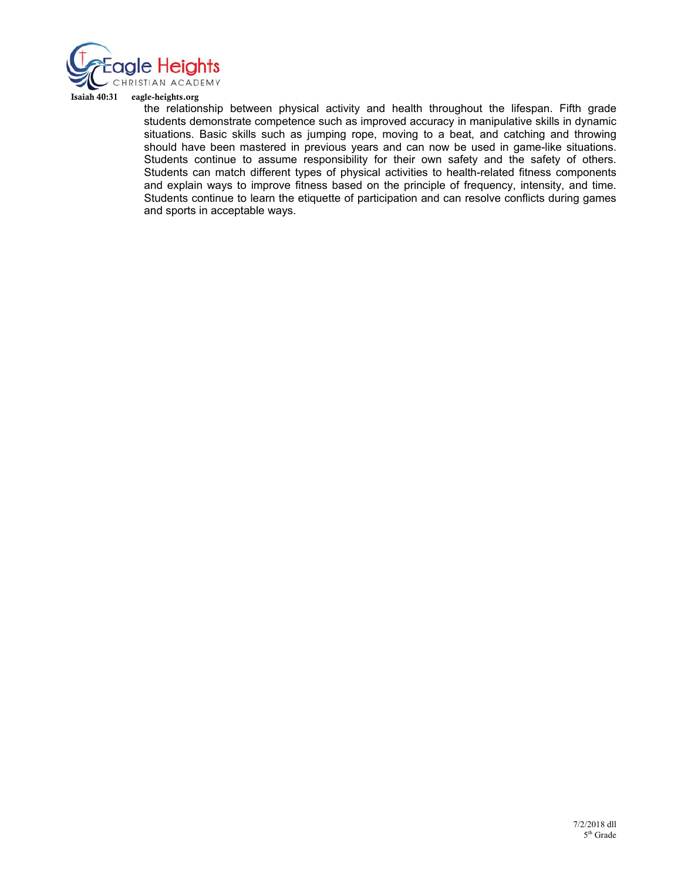the relationship between physical activity and health throughout the lifespan. Fifth grade students demonstrate competence such as improved accuracy in manipulative skills in dynamic situations. Basic skills such as jumping rope, moving to a beat, and catching and throwing should have been mastered in previous years and can now be used in game-like situations. Students continue to assume responsibility for their own safety and the safety of others. Students can match different types of physical activities to health-related fitness components and explain ways to improve fitness based on the principle of frequency, intensity, and time. Students continue to learn the etiquette of participation and can resolve conflicts during games and sports in acceptable ways.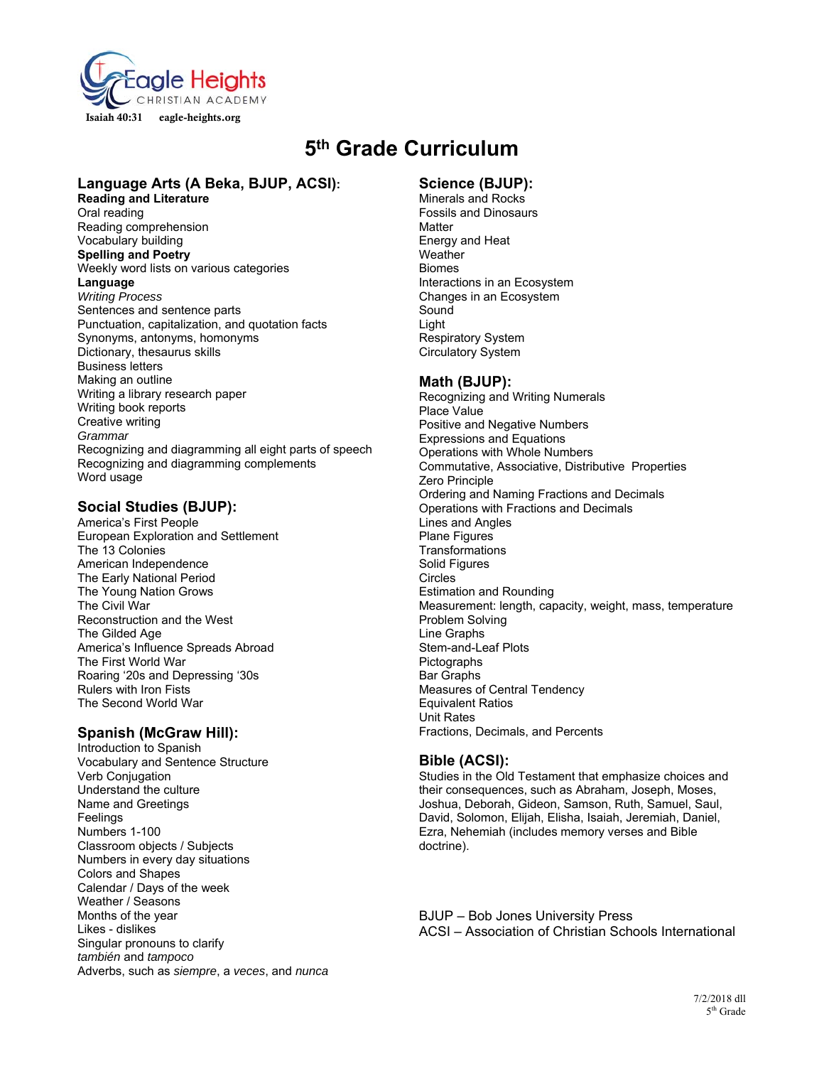Isaiah 40:31 eagle-heights.org

# 5th Grade Curriculum

## Language Arts (A Beka, BJUP, ACSI):

**Reading and Literature**
Oral reading
Reading comprehension
Vocabulary building

**Spelling and Poetry**
Weekly word lists on various categories

**Language**
*Writing Process*
Sentences and sentence parts
Punctuation, capitalization, and quotation facts
Synonyms, antonyms, homonyms
Dictionary, thesaurus skills
Business letters
Making an outline
Writing a library research paper
Writing book reports
Creative writing
*Grammar*
Recognizing and diagramming all eight parts of speech
Recognizing and diagramming complements
Word usage

## Social Studies (BJUP):

America's First People
European Exploration and Settlement
The 13 Colonies
American Independence
The Early National Period
The Young Nation Grows
The Civil War
Reconstruction and the West
The Gilded Age
America's Influence Spreads Abroad
The First World War
Roaring '20s and Depressing '30s
Rulers with Iron Fists
The Second World War

## Spanish (McGraw Hill):

Introduction to Spanish
Vocabulary and Sentence Structure
Verb Conjugation
Understand the culture
Name and Greetings
Feelings
Numbers 1-100
Classroom objects / Subjects
Numbers in every day situations
Colors and Shapes
Calendar / Days of the week
Weather / Seasons
Months of the year
Likes - dislikes
Singular pronouns to clarify
*también* and *tampoco*
Adverbs, such as *siempre*, a *veces*, and *nunca*

## Science (BJUP):

Minerals and Rocks
Fossils and Dinosaurs
Matter
Energy and Heat
Weather
Biomes
Interactions in an Ecosystem
Changes in an Ecosystem
Sound
Light
Respiratory System
Circulatory System

## Math (BJUP):

Recognizing and Writing Numerals
Place Value
Positive and Negative Numbers
Expressions and Equations
Operations with Whole Numbers
Commutative, Associative, Distributive Properties
Zero Principle
Ordering and Naming Fractions and Decimals
Operations with Fractions and Decimals
Lines and Angles
Plane Figures
Transformations
Solid Figures
Circles
Estimation and Rounding
Measurement: length, capacity, weight, mass, temperature
Problem Solving
Line Graphs
Stem-and-Leaf Plots
Pictographs
Bar Graphs
Measures of Central Tendency
Equivalent Ratios
Unit Rates
Fractions, Decimals, and Percents

## Bible (ACSI):

Studies in the Old Testament that emphasize choices and their consequences, such as Abraham, Joseph, Moses, Joshua, Deborah, Gideon, Samson, Ruth, Samuel, Saul, David, Solomon, Elijah, Elisha, Isaiah, Jeremiah, Daniel, Ezra, Nehemiah (includes memory verses and Bible doctrine).

BJUP – Bob Jones University Press
ACSI – Association of Christian Schools International

7/2/2018 dll
5th Grade